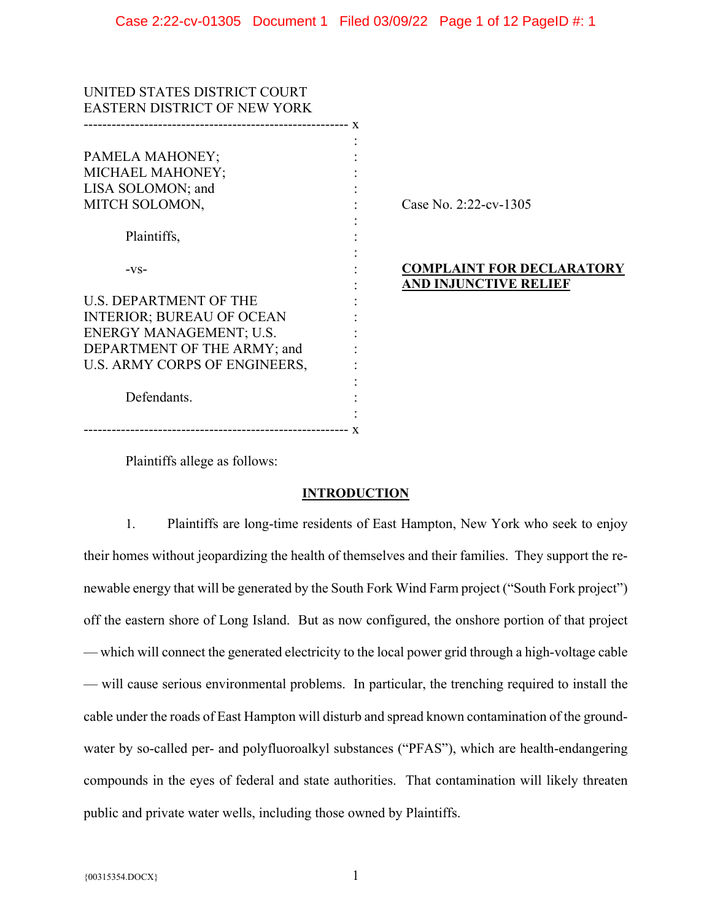UNITED STATES DISTRICT COURT
EASTERN DISTRICT OF NEW YORK

PAMELA MAHONEY;
MICHAEL MAHONEY;
LISA SOLOMON; and
MITCH SOLOMON,

Plaintiffs,

-vs-

U.S. DEPARTMENT OF THE INTERIOR; BUREAU OF OCEAN ENERGY MANAGEMENT; U.S. DEPARTMENT OF THE ARMY; and U.S. ARMY CORPS OF ENGINEERS,

Defendants.

Case No. 2:22-cv-1305

**COMPLAINT FOR DECLARATORY AND INJUNCTIVE RELIEF**

Plaintiffs allege as follows:

## INTRODUCTION

1. Plaintiffs are long-time residents of East Hampton, New York who seek to enjoy their homes without jeopardizing the health of themselves and their families. They support the renewable energy that will be generated by the South Fork Wind Farm project ("South Fork project") off the eastern shore of Long Island. But as now configured, the onshore portion of that project — which will connect the generated electricity to the local power grid through a high-voltage cable — will cause serious environmental problems. In particular, the trenching required to install the cable under the roads of East Hampton will disturb and spread known contamination of the groundwater by so-called per- and polyfluoroalkyl substances ("PFAS"), which are health-endangering compounds in the eyes of federal and state authorities. That contamination will likely threaten public and private water wells, including those owned by Plaintiffs.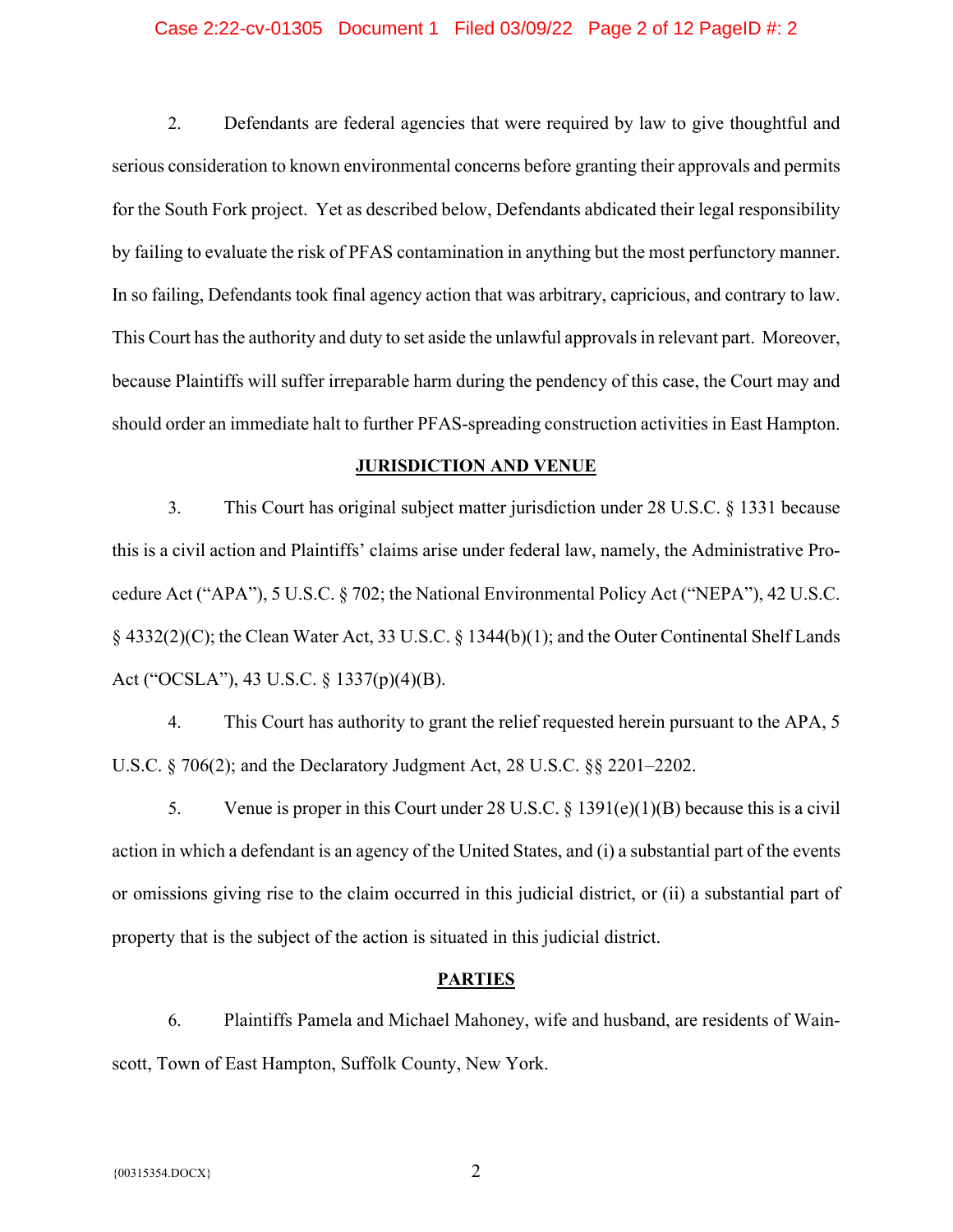2. Defendants are federal agencies that were required by law to give thoughtful and serious consideration to known environmental concerns before granting their approvals and permits for the South Fork project. Yet as described below, Defendants abdicated their legal responsibility by failing to evaluate the risk of PFAS contamination in anything but the most perfunctory manner. In so failing, Defendants took final agency action that was arbitrary, capricious, and contrary to law. This Court has the authority and duty to set aside the unlawful approvals in relevant part. Moreover, because Plaintiffs will suffer irreparable harm during the pendency of this case, the Court may and should order an immediate halt to further PFAS-spreading construction activities in East Hampton.

## JURISDICTION AND VENUE

3. This Court has original subject matter jurisdiction under 28 U.S.C. § 1331 because this is a civil action and Plaintiffs' claims arise under federal law, namely, the Administrative Procedure Act ("APA"), 5 U.S.C. § 702; the National Environmental Policy Act ("NEPA"), 42 U.S.C. § 4332(2)(C); the Clean Water Act, 33 U.S.C. § 1344(b)(1); and the Outer Continental Shelf Lands Act ("OCSLA"), 43 U.S.C. § 1337(p)(4)(B).

4. This Court has authority to grant the relief requested herein pursuant to the APA, 5 U.S.C. § 706(2); and the Declaratory Judgment Act, 28 U.S.C. §§ 2201–2202.

5. Venue is proper in this Court under 28 U.S.C. § 1391(e)(1)(B) because this is a civil action in which a defendant is an agency of the United States, and (i) a substantial part of the events or omissions giving rise to the claim occurred in this judicial district, or (ii) a substantial part of property that is the subject of the action is situated in this judicial district.

## PARTIES

6. Plaintiffs Pamela and Michael Mahoney, wife and husband, are residents of Wainscott, Town of East Hampton, Suffolk County, New York.

{00315354.DOCX}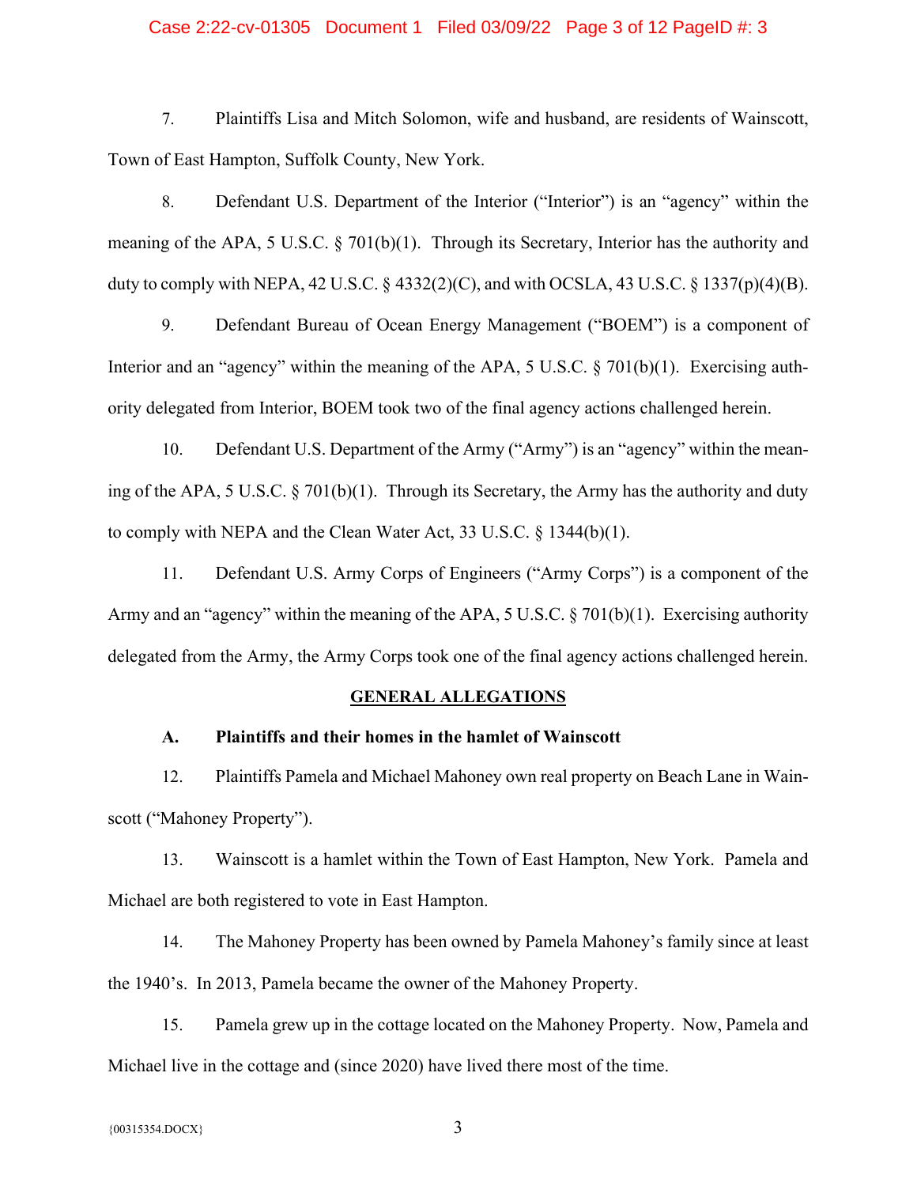7. Plaintiffs Lisa and Mitch Solomon, wife and husband, are residents of Wainscott, Town of East Hampton, Suffolk County, New York.

8. Defendant U.S. Department of the Interior ("Interior") is an "agency" within the meaning of the APA, 5 U.S.C. § 701(b)(1). Through its Secretary, Interior has the authority and duty to comply with NEPA, 42 U.S.C. § 4332(2)(C), and with OCSLA, 43 U.S.C. § 1337(p)(4)(B).

9. Defendant Bureau of Ocean Energy Management ("BOEM") is a component of Interior and an "agency" within the meaning of the APA, 5 U.S.C. § 701(b)(1). Exercising authority delegated from Interior, BOEM took two of the final agency actions challenged herein.

10. Defendant U.S. Department of the Army ("Army") is an "agency" within the meaning of the APA, 5 U.S.C. § 701(b)(1). Through its Secretary, the Army has the authority and duty to comply with NEPA and the Clean Water Act, 33 U.S.C. § 1344(b)(1).

11. Defendant U.S. Army Corps of Engineers ("Army Corps") is a component of the Army and an "agency" within the meaning of the APA, 5 U.S.C. § 701(b)(1). Exercising authority delegated from the Army, the Army Corps took one of the final agency actions challenged herein.

## GENERAL ALLEGATIONS

### A. Plaintiffs and their homes in the hamlet of Wainscott

12. Plaintiffs Pamela and Michael Mahoney own real property on Beach Lane in Wainscott ("Mahoney Property").

13. Wainscott is a hamlet within the Town of East Hampton, New York. Pamela and Michael are both registered to vote in East Hampton.

14. The Mahoney Property has been owned by Pamela Mahoney's family since at least the 1940's. In 2013, Pamela became the owner of the Mahoney Property.

15. Pamela grew up in the cottage located on the Mahoney Property. Now, Pamela and Michael live in the cottage and (since 2020) have lived there most of the time.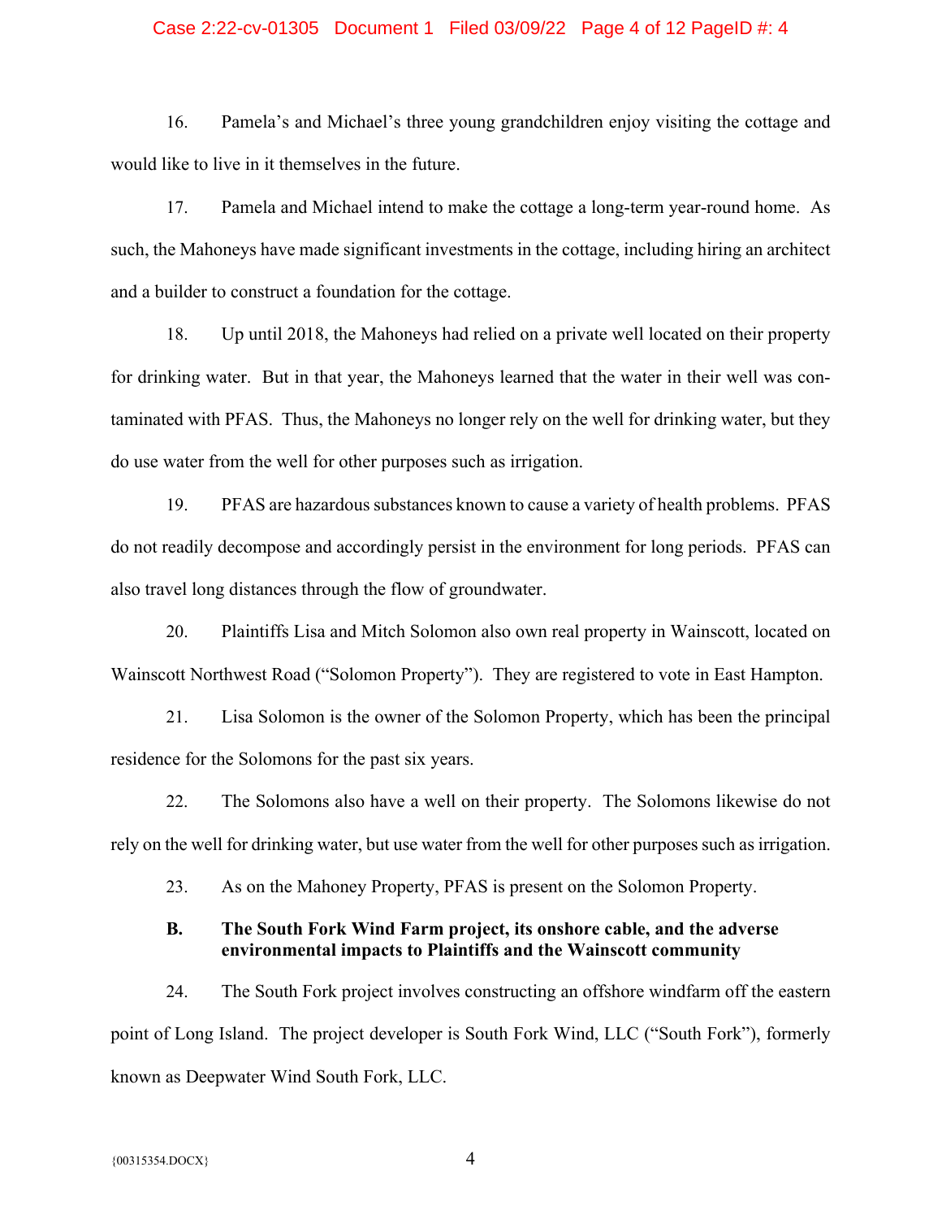16. Pamela's and Michael's three young grandchildren enjoy visiting the cottage and would like to live in it themselves in the future.

17. Pamela and Michael intend to make the cottage a long-term year-round home. As such, the Mahoneys have made significant investments in the cottage, including hiring an architect and a builder to construct a foundation for the cottage.

18. Up until 2018, the Mahoneys had relied on a private well located on their property for drinking water. But in that year, the Mahoneys learned that the water in their well was contaminated with PFAS. Thus, the Mahoneys no longer rely on the well for drinking water, but they do use water from the well for other purposes such as irrigation.

19. PFAS are hazardous substances known to cause a variety of health problems. PFAS do not readily decompose and accordingly persist in the environment for long periods. PFAS can also travel long distances through the flow of groundwater.

20. Plaintiffs Lisa and Mitch Solomon also own real property in Wainscott, located on Wainscott Northwest Road ("Solomon Property"). They are registered to vote in East Hampton.

21. Lisa Solomon is the owner of the Solomon Property, which has been the principal residence for the Solomons for the past six years.

22. The Solomons also have a well on their property. The Solomons likewise do not rely on the well for drinking water, but use water from the well for other purposes such as irrigation.

23. As on the Mahoney Property, PFAS is present on the Solomon Property.

### B. The South Fork Wind Farm project, its onshore cable, and the adverse environmental impacts to Plaintiffs and the Wainscott community

24. The South Fork project involves constructing an offshore windfarm off the eastern point of Long Island. The project developer is South Fork Wind, LLC ("South Fork"), formerly known as Deepwater Wind South Fork, LLC.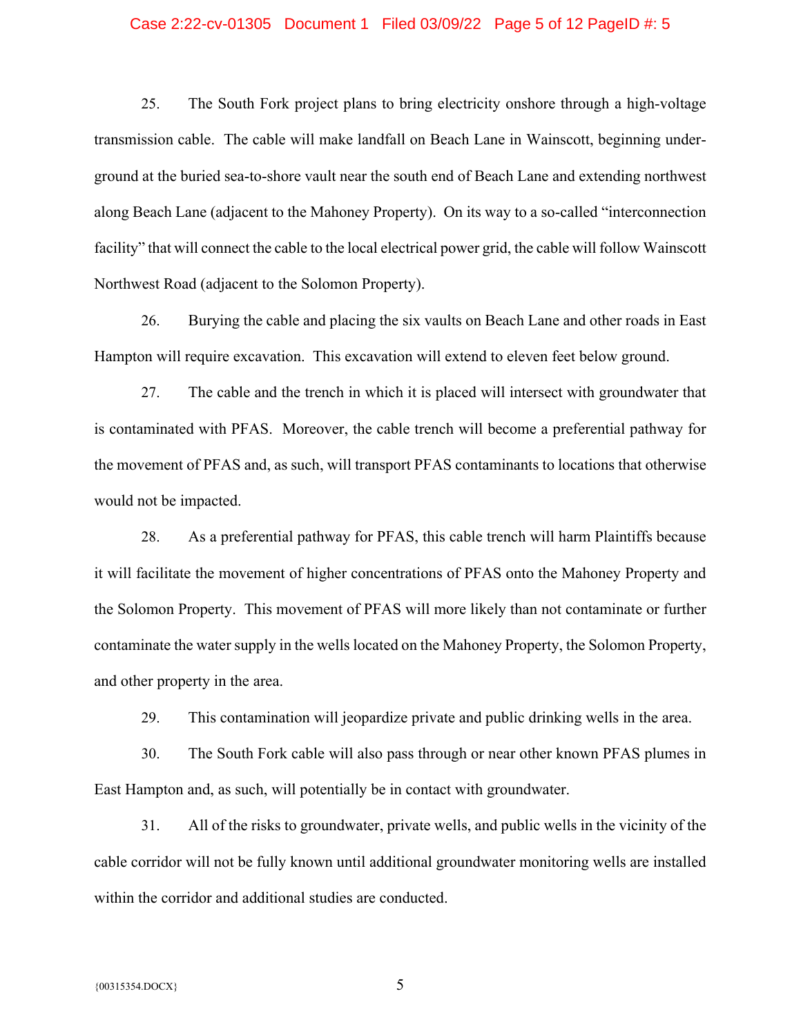25. The South Fork project plans to bring electricity onshore through a high-voltage transmission cable. The cable will make landfall on Beach Lane in Wainscott, beginning underground at the buried sea-to-shore vault near the south end of Beach Lane and extending northwest along Beach Lane (adjacent to the Mahoney Property). On its way to a so-called "interconnection facility" that will connect the cable to the local electrical power grid, the cable will follow Wainscott Northwest Road (adjacent to the Solomon Property).

26. Burying the cable and placing the six vaults on Beach Lane and other roads in East Hampton will require excavation. This excavation will extend to eleven feet below ground.

27. The cable and the trench in which it is placed will intersect with groundwater that is contaminated with PFAS. Moreover, the cable trench will become a preferential pathway for the movement of PFAS and, as such, will transport PFAS contaminants to locations that otherwise would not be impacted.

28. As a preferential pathway for PFAS, this cable trench will harm Plaintiffs because it will facilitate the movement of higher concentrations of PFAS onto the Mahoney Property and the Solomon Property. This movement of PFAS will more likely than not contaminate or further contaminate the water supply in the wells located on the Mahoney Property, the Solomon Property, and other property in the area.

29. This contamination will jeopardize private and public drinking wells in the area.

30. The South Fork cable will also pass through or near other known PFAS plumes in East Hampton and, as such, will potentially be in contact with groundwater.

31. All of the risks to groundwater, private wells, and public wells in the vicinity of the cable corridor will not be fully known until additional groundwater monitoring wells are installed within the corridor and additional studies are conducted.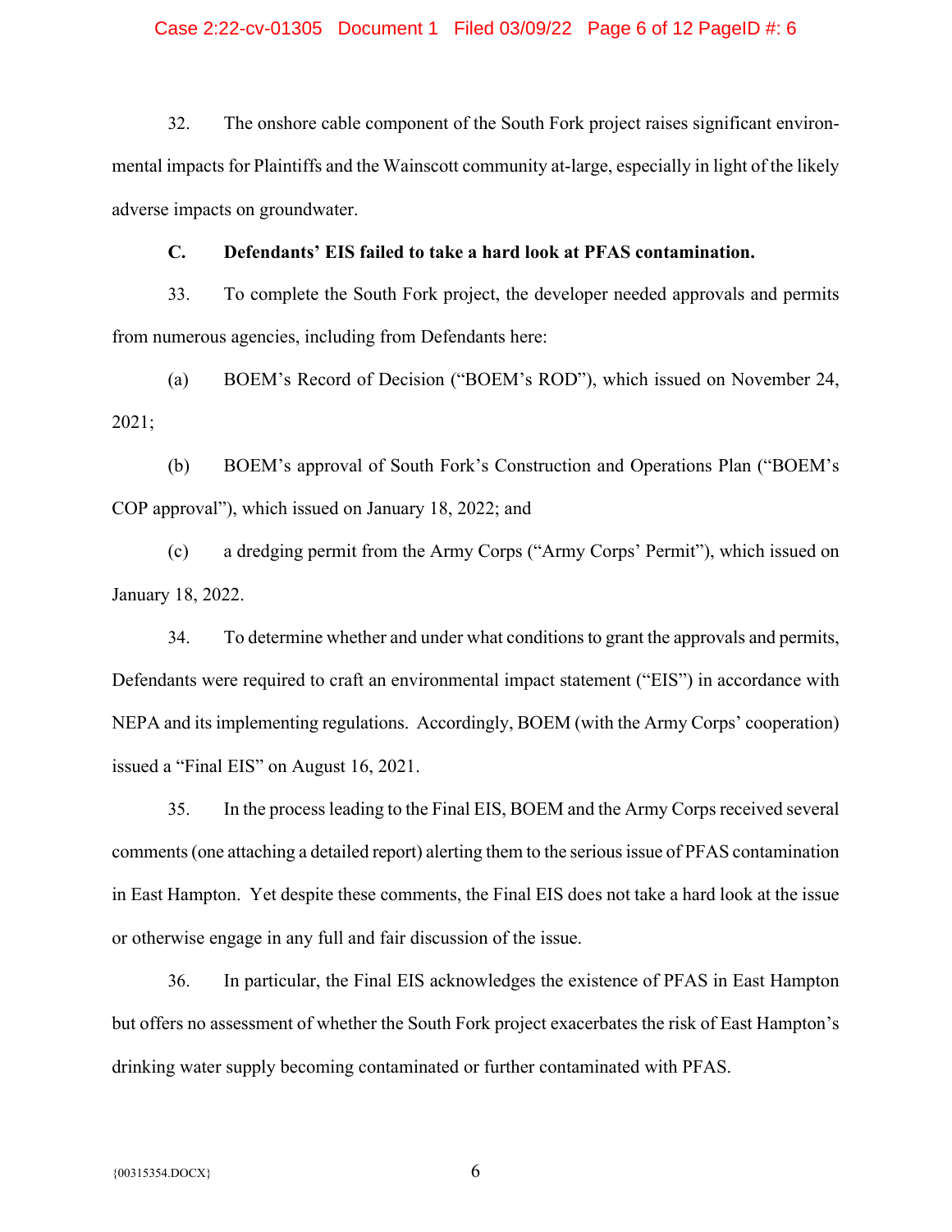32. The onshore cable component of the South Fork project raises significant environmental impacts for Plaintiffs and the Wainscott community at-large, especially in light of the likely adverse impacts on groundwater.

### C. Defendants' EIS failed to take a hard look at PFAS contamination.

33. To complete the South Fork project, the developer needed approvals and permits from numerous agencies, including from Defendants here:

(a) BOEM's Record of Decision ("BOEM's ROD"), which issued on November 24, 2021;

(b) BOEM's approval of South Fork's Construction and Operations Plan ("BOEM's COP approval"), which issued on January 18, 2022; and

(c) a dredging permit from the Army Corps ("Army Corps' Permit"), which issued on January 18, 2022.

34. To determine whether and under what conditions to grant the approvals and permits, Defendants were required to craft an environmental impact statement ("EIS") in accordance with NEPA and its implementing regulations. Accordingly, BOEM (with the Army Corps' cooperation) issued a "Final EIS" on August 16, 2021.

35. In the process leading to the Final EIS, BOEM and the Army Corps received several comments (one attaching a detailed report) alerting them to the serious issue of PFAS contamination in East Hampton. Yet despite these comments, the Final EIS does not take a hard look at the issue or otherwise engage in any full and fair discussion of the issue.

36. In particular, the Final EIS acknowledges the existence of PFAS in East Hampton but offers no assessment of whether the South Fork project exacerbates the risk of East Hampton's drinking water supply becoming contaminated or further contaminated with PFAS.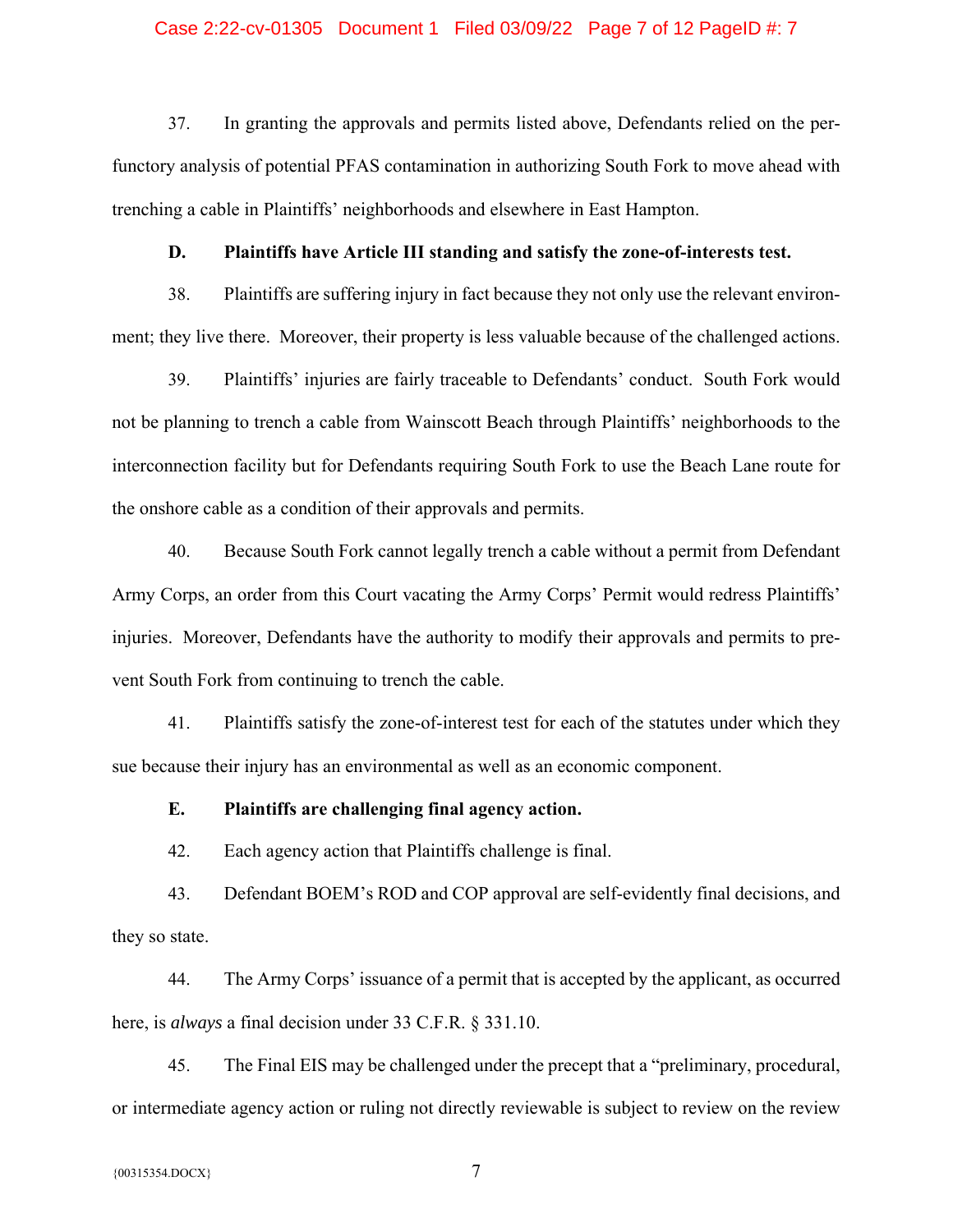37. In granting the approvals and permits listed above, Defendants relied on the perfunctory analysis of potential PFAS contamination in authorizing South Fork to move ahead with trenching a cable in Plaintiffs' neighborhoods and elsewhere in East Hampton.

**D. Plaintiffs have Article III standing and satisfy the zone-of-interests test.**

38. Plaintiffs are suffering injury in fact because they not only use the relevant environment; they live there. Moreover, their property is less valuable because of the challenged actions.

39. Plaintiffs' injuries are fairly traceable to Defendants' conduct. South Fork would not be planning to trench a cable from Wainscott Beach through Plaintiffs' neighborhoods to the interconnection facility but for Defendants requiring South Fork to use the Beach Lane route for the onshore cable as a condition of their approvals and permits.

40. Because South Fork cannot legally trench a cable without a permit from Defendant Army Corps, an order from this Court vacating the Army Corps' Permit would redress Plaintiffs' injuries. Moreover, Defendants have the authority to modify their approvals and permits to prevent South Fork from continuing to trench the cable.

41. Plaintiffs satisfy the zone-of-interest test for each of the statutes under which they sue because their injury has an environmental as well as an economic component.

**E. Plaintiffs are challenging final agency action.**

42. Each agency action that Plaintiffs challenge is final.

43. Defendant BOEM's ROD and COP approval are self-evidently final decisions, and they so state.

44. The Army Corps' issuance of a permit that is accepted by the applicant, as occurred here, is *always* a final decision under 33 C.F.R. § 331.10.

45. The Final EIS may be challenged under the precept that a "preliminary, procedural, or intermediate agency action or ruling not directly reviewable is subject to review on the review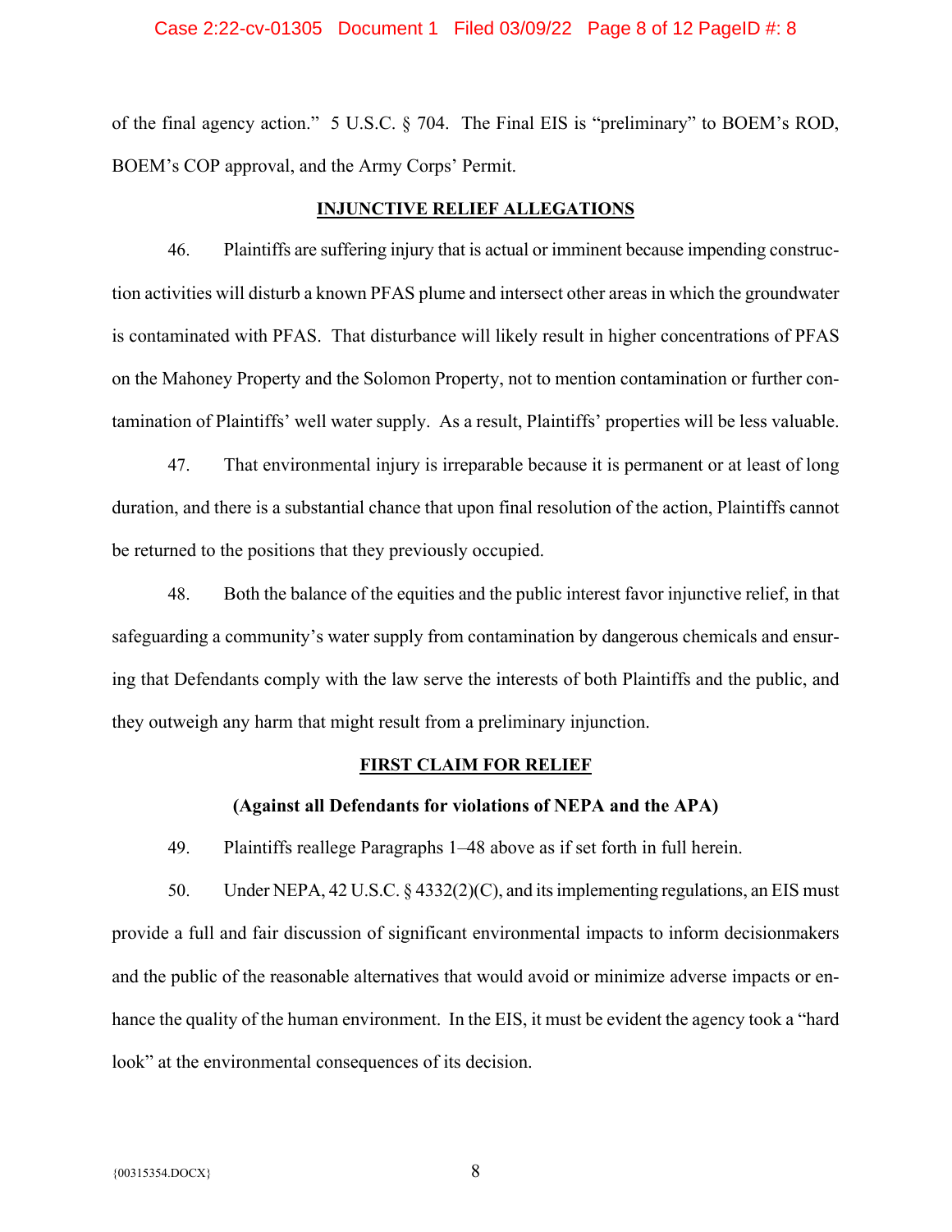of the final agency action." 5 U.S.C. § 704. The Final EIS is "preliminary" to BOEM's ROD, BOEM's COP approval, and the Army Corps' Permit.

**INJUNCTIVE RELIEF ALLEGATIONS**

46. Plaintiffs are suffering injury that is actual or imminent because impending construction activities will disturb a known PFAS plume and intersect other areas in which the groundwater is contaminated with PFAS. That disturbance will likely result in higher concentrations of PFAS on the Mahoney Property and the Solomon Property, not to mention contamination or further contamination of Plaintiffs' well water supply. As a result, Plaintiffs' properties will be less valuable.

47. That environmental injury is irreparable because it is permanent or at least of long duration, and there is a substantial chance that upon final resolution of the action, Plaintiffs cannot be returned to the positions that they previously occupied.

48. Both the balance of the equities and the public interest favor injunctive relief, in that safeguarding a community's water supply from contamination by dangerous chemicals and ensuring that Defendants comply with the law serve the interests of both Plaintiffs and the public, and they outweigh any harm that might result from a preliminary injunction.

**FIRST CLAIM FOR RELIEF**

**(Against all Defendants for violations of NEPA and the APA)**

49. Plaintiffs reallege Paragraphs 1–48 above as if set forth in full herein.

50. Under NEPA, 42 U.S.C. § 4332(2)(C), and its implementing regulations, an EIS must provide a full and fair discussion of significant environmental impacts to inform decisionmakers and the public of the reasonable alternatives that would avoid or minimize adverse impacts or enhance the quality of the human environment. In the EIS, it must be evident the agency took a "hard look" at the environmental consequences of its decision.

{00315354.DOCX}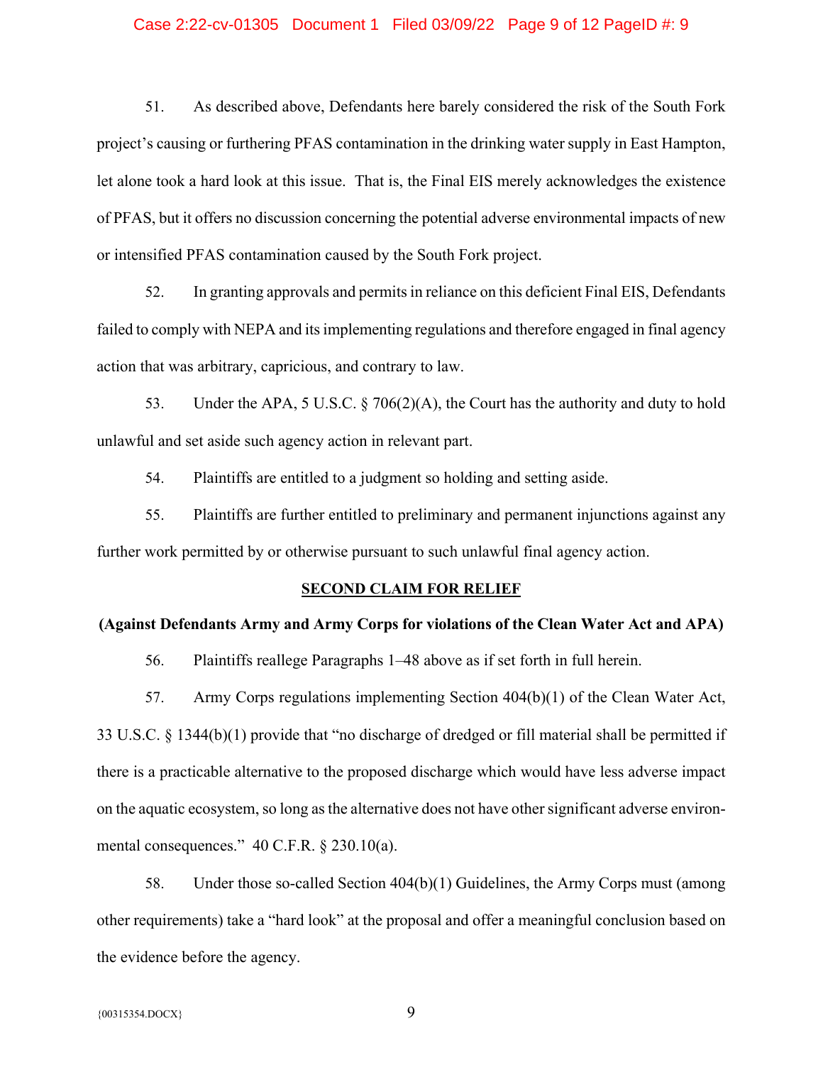51. As described above, Defendants here barely considered the risk of the South Fork project's causing or furthering PFAS contamination in the drinking water supply in East Hampton, let alone took a hard look at this issue. That is, the Final EIS merely acknowledges the existence of PFAS, but it offers no discussion concerning the potential adverse environmental impacts of new or intensified PFAS contamination caused by the South Fork project.

52. In granting approvals and permits in reliance on this deficient Final EIS, Defendants failed to comply with NEPA and its implementing regulations and therefore engaged in final agency action that was arbitrary, capricious, and contrary to law.

53. Under the APA, 5 U.S.C. § 706(2)(A), the Court has the authority and duty to hold unlawful and set aside such agency action in relevant part.

54. Plaintiffs are entitled to a judgment so holding and setting aside.

55. Plaintiffs are further entitled to preliminary and permanent injunctions against any further work permitted by or otherwise pursuant to such unlawful final agency action.

## SECOND CLAIM FOR RELIEF

**(Against Defendants Army and Army Corps for violations of the Clean Water Act and APA)**

56. Plaintiffs reallege Paragraphs 1–48 above as if set forth in full herein.

57. Army Corps regulations implementing Section 404(b)(1) of the Clean Water Act, 33 U.S.C. § 1344(b)(1) provide that "no discharge of dredged or fill material shall be permitted if there is a practicable alternative to the proposed discharge which would have less adverse impact on the aquatic ecosystem, so long as the alternative does not have other significant adverse environmental consequences." 40 C.F.R. § 230.10(a).

58. Under those so-called Section 404(b)(1) Guidelines, the Army Corps must (among other requirements) take a "hard look" at the proposal and offer a meaningful conclusion based on the evidence before the agency.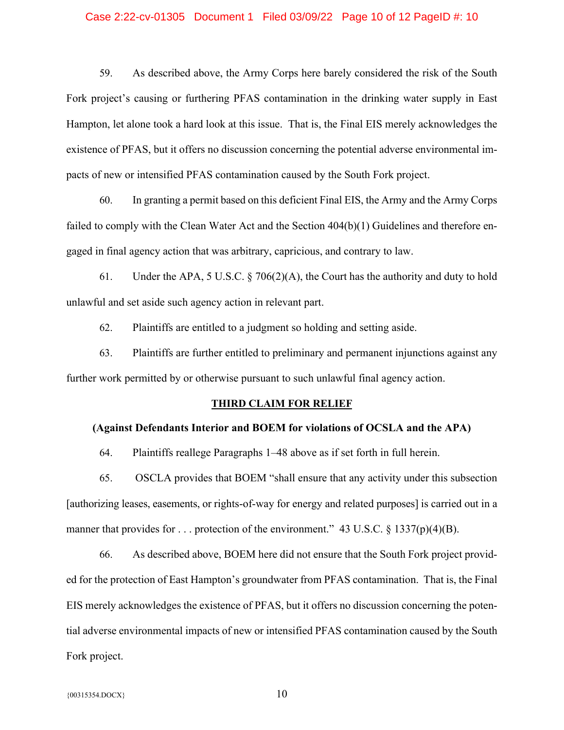59. As described above, the Army Corps here barely considered the risk of the South Fork project's causing or furthering PFAS contamination in the drinking water supply in East Hampton, let alone took a hard look at this issue. That is, the Final EIS merely acknowledges the existence of PFAS, but it offers no discussion concerning the potential adverse environmental impacts of new or intensified PFAS contamination caused by the South Fork project.

60. In granting a permit based on this deficient Final EIS, the Army and the Army Corps failed to comply with the Clean Water Act and the Section 404(b)(1) Guidelines and therefore engaged in final agency action that was arbitrary, capricious, and contrary to law.

61. Under the APA, 5 U.S.C. § 706(2)(A), the Court has the authority and duty to hold unlawful and set aside such agency action in relevant part.

62. Plaintiffs are entitled to a judgment so holding and setting aside.

63. Plaintiffs are further entitled to preliminary and permanent injunctions against any further work permitted by or otherwise pursuant to such unlawful final agency action.

## THIRD CLAIM FOR RELIEF

**(Against Defendants Interior and BOEM for violations of OCSLA and the APA)**

64. Plaintiffs reallege Paragraphs 1–48 above as if set forth in full herein.

65. OSCLA provides that BOEM "shall ensure that any activity under this subsection [authorizing leases, easements, or rights-of-way for energy and related purposes] is carried out in a manner that provides for . . . protection of the environment." 43 U.S.C. § 1337(p)(4)(B).

66. As described above, BOEM here did not ensure that the South Fork project provided for the protection of East Hampton's groundwater from PFAS contamination. That is, the Final EIS merely acknowledges the existence of PFAS, but it offers no discussion concerning the potential adverse environmental impacts of new or intensified PFAS contamination caused by the South Fork project.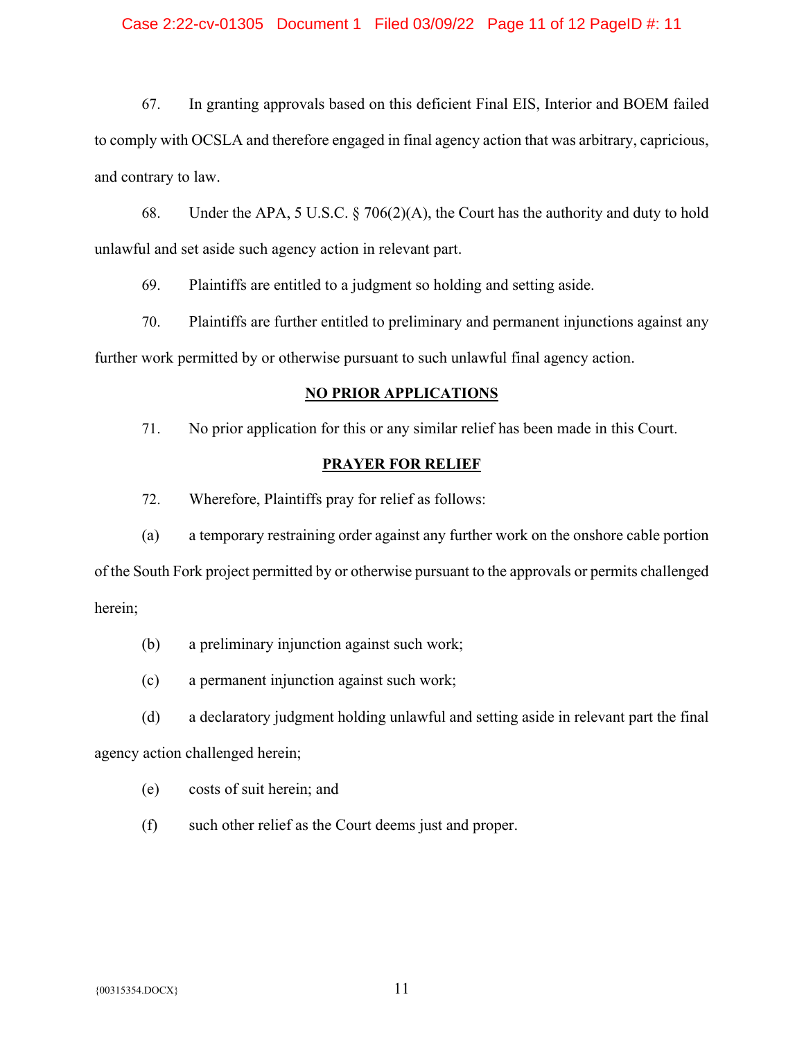67. In granting approvals based on this deficient Final EIS, Interior and BOEM failed to comply with OCSLA and therefore engaged in final agency action that was arbitrary, capricious, and contrary to law.

68. Under the APA, 5 U.S.C. § 706(2)(A), the Court has the authority and duty to hold unlawful and set aside such agency action in relevant part.

69. Plaintiffs are entitled to a judgment so holding and setting aside.

70. Plaintiffs are further entitled to preliminary and permanent injunctions against any further work permitted by or otherwise pursuant to such unlawful final agency action.

## NO PRIOR APPLICATIONS

71. No prior application for this or any similar relief has been made in this Court.

## PRAYER FOR RELIEF

72. Wherefore, Plaintiffs pray for relief as follows:

(a) a temporary restraining order against any further work on the onshore cable portion of the South Fork project permitted by or otherwise pursuant to the approvals or permits challenged herein;

(b) a preliminary injunction against such work;

(c) a permanent injunction against such work;

(d) a declaratory judgment holding unlawful and setting aside in relevant part the final agency action challenged herein;

(e) costs of suit herein; and

(f) such other relief as the Court deems just and proper.

{00315354.DOCX}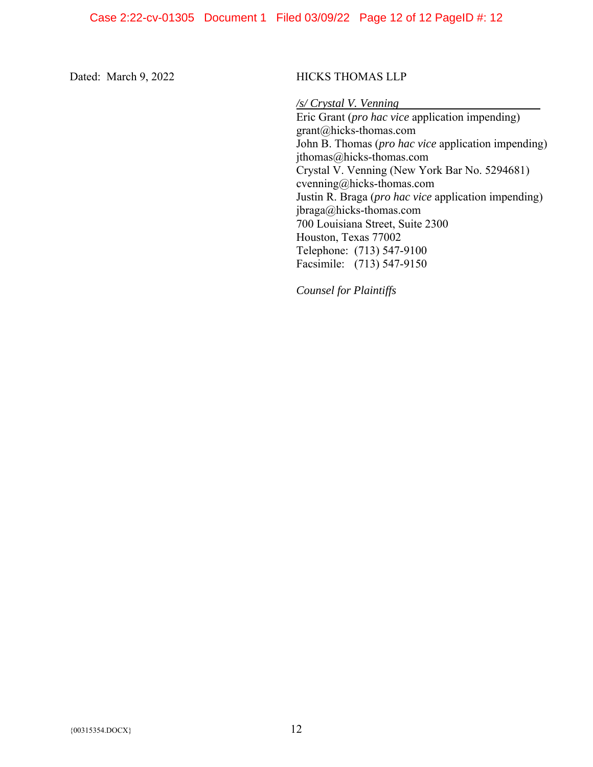Dated: March 9, 2022

HICKS THOMAS LLP

*/s/ Crystal V. Venning*

Eric Grant (*pro hac vice* application impending)
grant@hicks-thomas.com
John B. Thomas (*pro hac vice* application impending)
jthomas@hicks-thomas.com
Crystal V. Venning (New York Bar No. 5294681)
cvenning@hicks-thomas.com
Justin R. Braga (*pro hac vice* application impending)
jbraga@hicks-thomas.com
700 Louisiana Street, Suite 2300
Houston, Texas 77002
Telephone: (713) 547-9100
Facsimile: (713) 547-9150

*Counsel for Plaintiffs*

{00315354.DOCX}